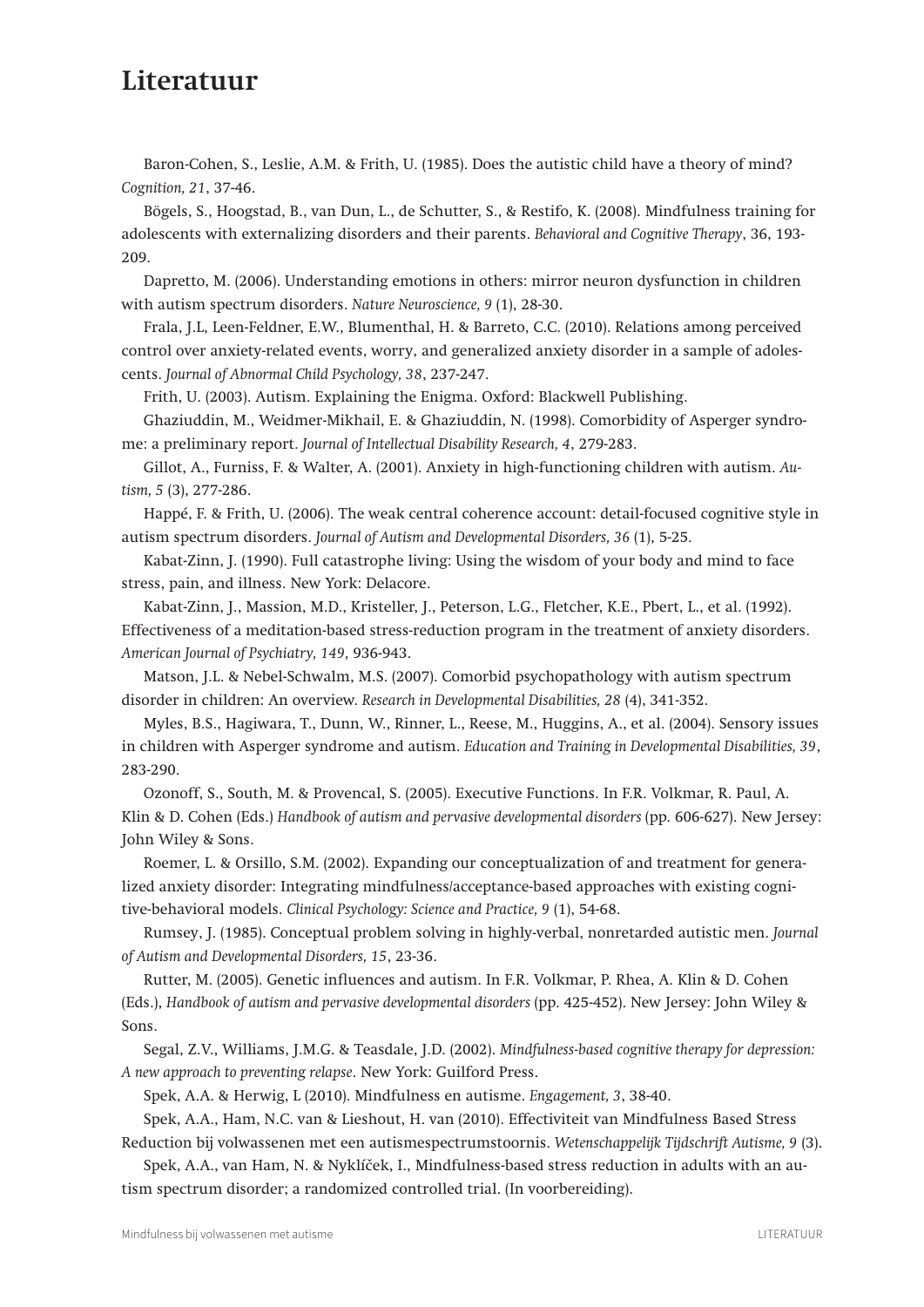# Literatuur

Baron-Cohen, S., Leslie, A.M. & Frith, U. (1985). Does the autistic child have a theory of mind? *Cognition, 21*, 37-46.

Bögels, S., Hoogstad, B., van Dun, L., de Schutter, S., & Restifo, K. (2008). Mindfulness training for adolescents with externalizing disorders and their parents. *Behavioral and Cognitive Therapy*, 36, 193-209.

Dapretto, M. (2006). Understanding emotions in others: mirror neuron dysfunction in children with autism spectrum disorders. *Nature Neuroscience, 9* (1), 28-30.

Frala, J.L, Leen-Feldner, E.W., Blumenthal, H. & Barreto, C.C. (2010). Relations among perceived control over anxiety-related events, worry, and generalized anxiety disorder in a sample of adolescents. *Journal of Abnormal Child Psychology, 38*, 237-247.

Frith, U. (2003). Autism. Explaining the Enigma. Oxford: Blackwell Publishing.

Ghaziuddin, M., Weidmer-Mikhail, E. & Ghaziuddin, N. (1998). Comorbidity of Asperger syndrome: a preliminary report. *Journal of Intellectual Disability Research, 4*, 279-283.

Gillot, A., Furniss, F. & Walter, A. (2001). Anxiety in high-functioning children with autism. *Autism, 5* (3), 277-286.

Happé, F. & Frith, U. (2006). The weak central coherence account: detail-focused cognitive style in autism spectrum disorders. *Journal of Autism and Developmental Disorders, 36* (1), 5-25.

Kabat-Zinn, J. (1990). Full catastrophe living: Using the wisdom of your body and mind to face stress, pain, and illness. New York: Delacore.

Kabat-Zinn, J., Massion, M.D., Kristeller, J., Peterson, L.G., Fletcher, K.E., Pbert, L., et al. (1992). Effectiveness of a meditation-based stress-reduction program in the treatment of anxiety disorders. *American Journal of Psychiatry, 149,* 936-943.

Matson, J.L. & Nebel-Schwalm, M.S. (2007). Comorbid psychopathology with autism spectrum disorder in children: An overview. *Research in Developmental Disabilities, 28* (4), 341-352.

Myles, B.S., Hagiwara, T., Dunn, W., Rinner, L., Reese, M., Huggins, A., et al. (2004). Sensory issues in children with Asperger syndrome and autism. *Education and Training in Developmental Disabilities, 39*, 283-290.

Ozonoff, S., South, M. & Provencal, S. (2005). Executive Functions. In F.R. Volkmar, R. Paul, A. Klin & D. Cohen (Eds.) *Handbook of autism and pervasive developmental disorders* (pp. 606-627). New Jersey: John Wiley & Sons.

Roemer, L. & Orsillo, S.M. (2002). Expanding our conceptualization of and treatment for generalized anxiety disorder: Integrating mindfulness/acceptance-based approaches with existing cognitive-behavioral models. *Clinical Psychology: Science and Practice, 9* (1), 54-68.

Rumsey, J. (1985). Conceptual problem solving in highly-verbal, nonretarded autistic men. *Journal of Autism and Developmental Disorders, 15*, 23-36.

Rutter, M. (2005). Genetic influences and autism. In F.R. Volkmar, P. Rhea, A. Klin & D. Cohen (Eds.), *Handbook of autism and pervasive developmental disorders* (pp. 425-452). New Jersey: John Wiley & Sons.

Segal, Z.V., Williams, J.M.G. & Teasdale, J.D. (2002). *Mindfulness-based cognitive therapy for depression: A new approach to preventing relapse*. New York: Guilford Press.

Spek, A.A. & Herwig, L (2010). Mindfulness en autisme. *Engagement, 3*, 38-40.

Spek, A.A., Ham, N.C. van & Lieshout, H. van (2010). Effectiviteit van Mindfulness Based Stress Reduction bij volwassenen met een autismespectrumstoornis. *Wetenschappelijk Tijdschrift Autisme, 9* (3).

Spek, A.A., van Ham, N. & Nyklíček, I., Mindfulness-based stress reduction in adults with an autism spectrum disorder; a randomized controlled trial. (In voorbereiding).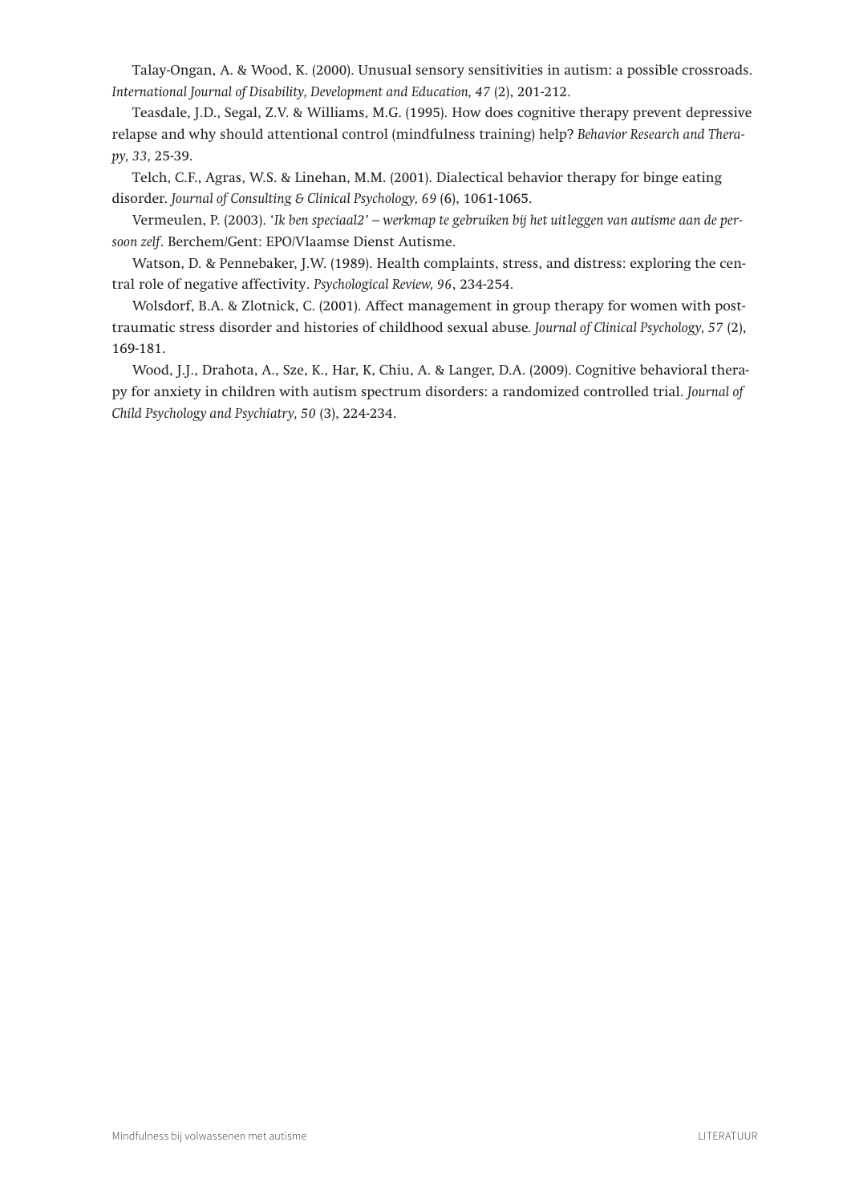Talay-Ongan, A. & Wood, K. (2000). Unusual sensory sensitivities in autism: a possible crossroads. *International Journal of Disability, Development and Education, 47* (2), 201-212.

Teasdale, J.D., Segal, Z.V. & Williams, M.G. (1995). How does cognitive therapy prevent depressive relapse and why should attentional control (mindfulness training) help? *Behavior Research and Therapy, 33,* 25-39.

Telch, C.F., Agras, W.S. & Linehan, M.M. (2001). Dialectical behavior therapy for binge eating disorder. *Journal of Consulting & Clinical Psychology, 69* (6), 1061-1065.

Vermeulen, P. (2003). *'Ik ben speciaal2' – werkmap te gebruiken bij het uitleggen van autisme aan de persoon zelf*. Berchem/Gent: EPO/Vlaamse Dienst Autisme.

Watson, D. & Pennebaker, J.W. (1989). Health complaints, stress, and distress: exploring the central role of negative affectivity. *Psychological Review, 96*, 234-254.

Wolsdorf, B.A. & Zlotnick, C. (2001). Affect management in group therapy for women with posttraumatic stress disorder and histories of childhood sexual abuse. *Journal of Clinical Psychology, 57* (2), 169-181.

Wood, J.J., Drahota, A., Sze, K., Har, K, Chiu, A. & Langer, D.A. (2009). Cognitive behavioral therapy for anxiety in children with autism spectrum disorders: a randomized controlled trial. *Journal of Child Psychology and Psychiatry, 50* (3), 224-234.